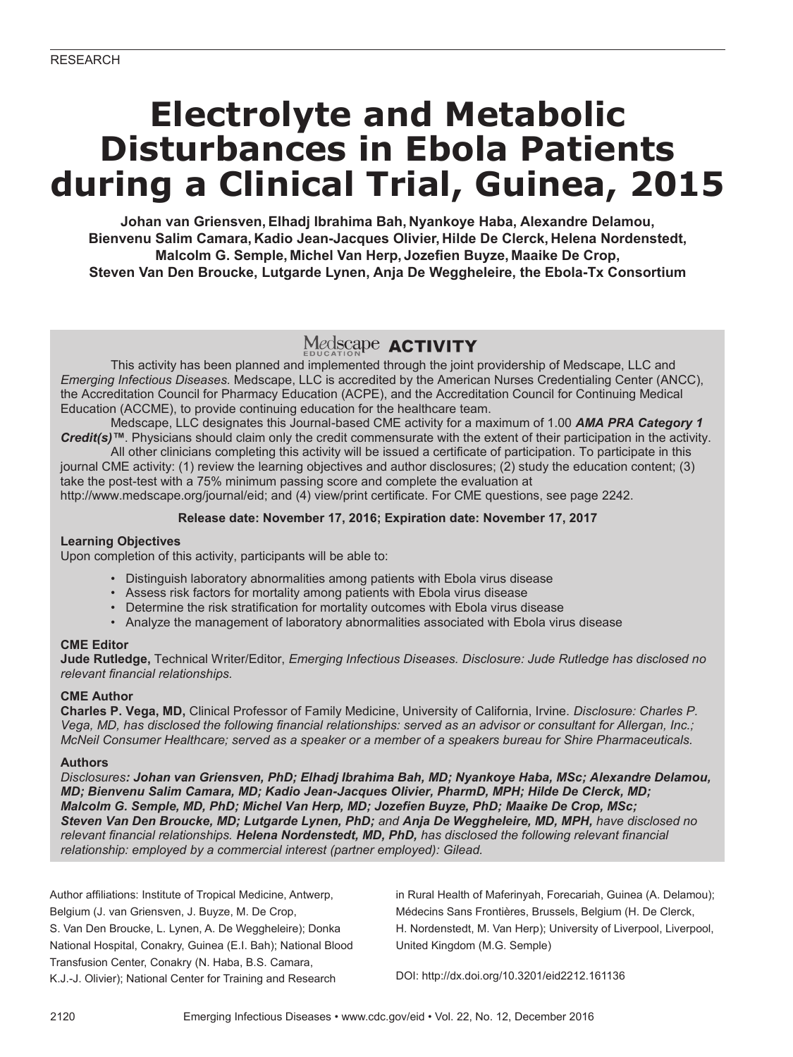RESEARCH

# Electrolyte and Metabolic Disturbances in Ebola Patients during a Clinical Trial, Guinea, 2015

**Johan van Griensven, Elhadj Ibrahima Bah, Nyankoye Haba, Alexandre Delamou, Bienvenu Salim Camara, Kadio Jean-Jacques Olivier, Hilde De Clerck, Helena Nordenstedt, Malcolm G. Semple, Michel Van Herp, Jozefien Buyze, Maaike De Crop, Steven Van Den Broucke, Lutgarde Lynen, Anja De Weggheleire, the Ebola-Tx Consortium**

## Medscape ACTIVITY

This activity has been planned and implemented through the joint providership of Medscape, LLC and *Emerging Infectious Diseases.* Medscape, LLC is accredited by the American Nurses Credentialing Center (ANCC), the Accreditation Council for Pharmacy Education (ACPE), and the Accreditation Council for Continuing Medical Education (ACCME), to provide continuing education for the healthcare team.

Medscape, LLC designates this Journal-based CME activity for a maximum of 1.00 ***AMA PRA Category 1 Credit(s)™***. Physicians should claim only the credit commensurate with the extent of their participation in the activity.

All other clinicians completing this activity will be issued a certificate of participation. To participate in this journal CME activity: (1) review the learning objectives and author disclosures; (2) study the education content; (3) take the post-test with a 75% minimum passing score and complete the evaluation at http://www.medscape.org/journal/eid; and (4) view/print certificate. For CME questions, see page 2242.

**Release date: November 17, 2016; Expiration date: November 17, 2017**

### Learning Objectives

Upon completion of this activity, participants will be able to:

- Distinguish laboratory abnormalities among patients with Ebola virus disease
- Assess risk factors for mortality among patients with Ebola virus disease
- Determine the risk stratification for mortality outcomes with Ebola virus disease
- Analyze the management of laboratory abnormalities associated with Ebola virus disease

### CME Editor

**Jude Rutledge,** Technical Writer/Editor, *Emerging Infectious Diseases. Disclosure: Jude Rutledge has disclosed no relevant financial relationships.*

### CME Author

**Charles P. Vega, MD,** Clinical Professor of Family Medicine, University of California, Irvine. *Disclosure: Charles P. Vega, MD, has disclosed the following financial relationships: served as an advisor or consultant for Allergan, Inc.; McNeil Consumer Healthcare; served as a speaker or a member of a speakers bureau for Shire Pharmaceuticals.*

### Authors

*Disclosures**: Johan van Griensven, PhD; Elhadj Ibrahima Bah, MD; Nyankoye Haba, MSc; Alexandre Delamou, MD; Bienvenu Salim Camara, MD; Kadio Jean-Jacques Olivier, PharmD, MPH; Hilde De Clerck, MD; Malcolm G. Semple, MD, PhD; Michel Van Herp, MD; Jozefien Buyze, PhD; Maaike De Crop, MSc; Steven Van Den Broucke, MD; Lutgarde Lynen, PhD;** and **Anja De Weggheleire, MD, MPH,** have disclosed no relevant financial relationships. **Helena Nordenstedt, MD, PhD,** has disclosed the following relevant financial relationship: employed by a commercial interest (partner employed): Gilead.*

Author affiliations: Institute of Tropical Medicine, Antwerp, Belgium (J. van Griensven, J. Buyze, M. De Crop, S. Van Den Broucke, L. Lynen, A. De Weggheleire); Donka National Hospital, Conakry, Guinea (E.I. Bah); National Blood Transfusion Center, Conakry (N. Haba, B.S. Camara, K.J.-J. Olivier); National Center for Training and Research in Rural Health of Maferinyah, Forecariah, Guinea (A. Delamou); Médecins Sans Frontières, Brussels, Belgium (H. De Clerck, H. Nordenstedt, M. Van Herp); University of Liverpool, Liverpool, United Kingdom (M.G. Semple)

DOI: http://dx.doi.org/10.3201/eid2212.161136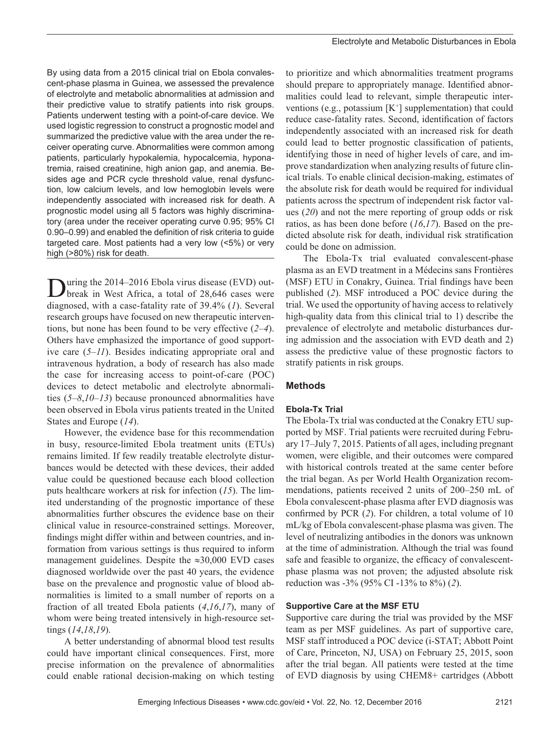By using data from a 2015 clinical trial on Ebola convalescent-phase plasma in Guinea, we assessed the prevalence of electrolyte and metabolic abnormalities at admission and their predictive value to stratify patients into risk groups. Patients underwent testing with a point-of-care device. We used logistic regression to construct a prognostic model and summarized the predictive value with the area under the receiver operating curve. Abnormalities were common among patients, particularly hypokalemia, hypocalcemia, hyponatremia, raised creatinine, high anion gap, and anemia. Besides age and PCR cycle threshold value, renal dysfunction, low calcium levels, and low hemoglobin levels were independently associated with increased risk for death. A prognostic model using all 5 factors was highly discriminatory (area under the receiver operating curve 0.95; 95% CI 0.90–0.99) and enabled the definition of risk criteria to guide targeted care. Most patients had a very low (<5%) or very high (>80%) risk for death.

During the 2014–2016 Ebola virus disease (EVD) outbreak in West Africa, a total of 28,646 cases were diagnosed, with a case-fatality rate of 39.4% (*1*). Several research groups have focused on new therapeutic interventions, but none has been found to be very effective (*2–4*). Others have emphasized the importance of good supportive care (*5–11*). Besides indicating appropriate oral and intravenous hydration, a body of research has also made the case for increasing access to point-of-care (POC) devices to detect metabolic and electrolyte abnormalities (*5–8*,*10–13*) because pronounced abnormalities have been observed in Ebola virus patients treated in the United States and Europe (*14*).

However, the evidence base for this recommendation in busy, resource-limited Ebola treatment units (ETUs) remains limited. If few readily treatable electrolyte disturbances would be detected with these devices, their added value could be questioned because each blood collection puts healthcare workers at risk for infection (*15*). The limited understanding of the prognostic importance of these abnormalities further obscures the evidence base on their clinical value in resource-constrained settings. Moreover, findings might differ within and between countries, and information from various settings is thus required to inform management guidelines. Despite the ≈30,000 EVD cases diagnosed worldwide over the past 40 years, the evidence base on the prevalence and prognostic value of blood abnormalities is limited to a small number of reports on a fraction of all treated Ebola patients (*4*,*16*,*17*), many of whom were being treated intensively in high-resource settings (*14*,*18*,*19*).

A better understanding of abnormal blood test results could have important clinical consequences. First, more precise information on the prevalence of abnormalities could enable rational decision-making on which testing to prioritize and which abnormalities treatment programs should prepare to appropriately manage. Identified abnormalities could lead to relevant, simple therapeutic interventions (e.g., potassium [$K^+$] supplementation) that could reduce case-fatality rates. Second, identification of factors independently associated with an increased risk for death could lead to better prognostic classification of patients, identifying those in need of higher levels of care, and improve standardization when analyzing results of future clinical trials. To enable clinical decision-making, estimates of the absolute risk for death would be required for individual patients across the spectrum of independent risk factor values (*20*) and not the mere reporting of group odds or risk ratios, as has been done before (*16*,*17*). Based on the predicted absolute risk for death, individual risk stratification could be done on admission.

The Ebola-Tx trial evaluated convalescent-phase plasma as an EVD treatment in a Médecins sans Frontières (MSF) ETU in Conakry, Guinea. Trial findings have been published (*2*). MSF introduced a POC device during the trial. We used the opportunity of having access to relatively high-quality data from this clinical trial to 1) describe the prevalence of electrolyte and metabolic disturbances during admission and the association with EVD death and 2) assess the predictive value of these prognostic factors to stratify patients in risk groups.

## Methods

### Ebola-Tx Trial

The Ebola-Tx trial was conducted at the Conakry ETU supported by MSF. Trial patients were recruited during February 17–July 7, 2015. Patients of all ages, including pregnant women, were eligible, and their outcomes were compared with historical controls treated at the same center before the trial began. As per World Health Organization recommendations, patients received 2 units of 200–250 mL of Ebola convalescent-phase plasma after EVD diagnosis was confirmed by PCR (*2*). For children, a total volume of 10 mL/kg of Ebola convalescent-phase plasma was given. The level of neutralizing antibodies in the donors was unknown at the time of administration. Although the trial was found safe and feasible to organize, the efficacy of convalescent-phase plasma was not proven; the adjusted absolute risk reduction was -3% (95% CI -13% to 8%) (*2*).

### Supportive Care at the MSF ETU

Supportive care during the trial was provided by the MSF team as per MSF guidelines. As part of supportive care, MSF staff introduced a POC device (i-STAT; Abbott Point of Care, Princeton, NJ, USA) on February 25, 2015, soon after the trial began. All patients were tested at the time of EVD diagnosis by using CHEM8+ cartridges (Abbott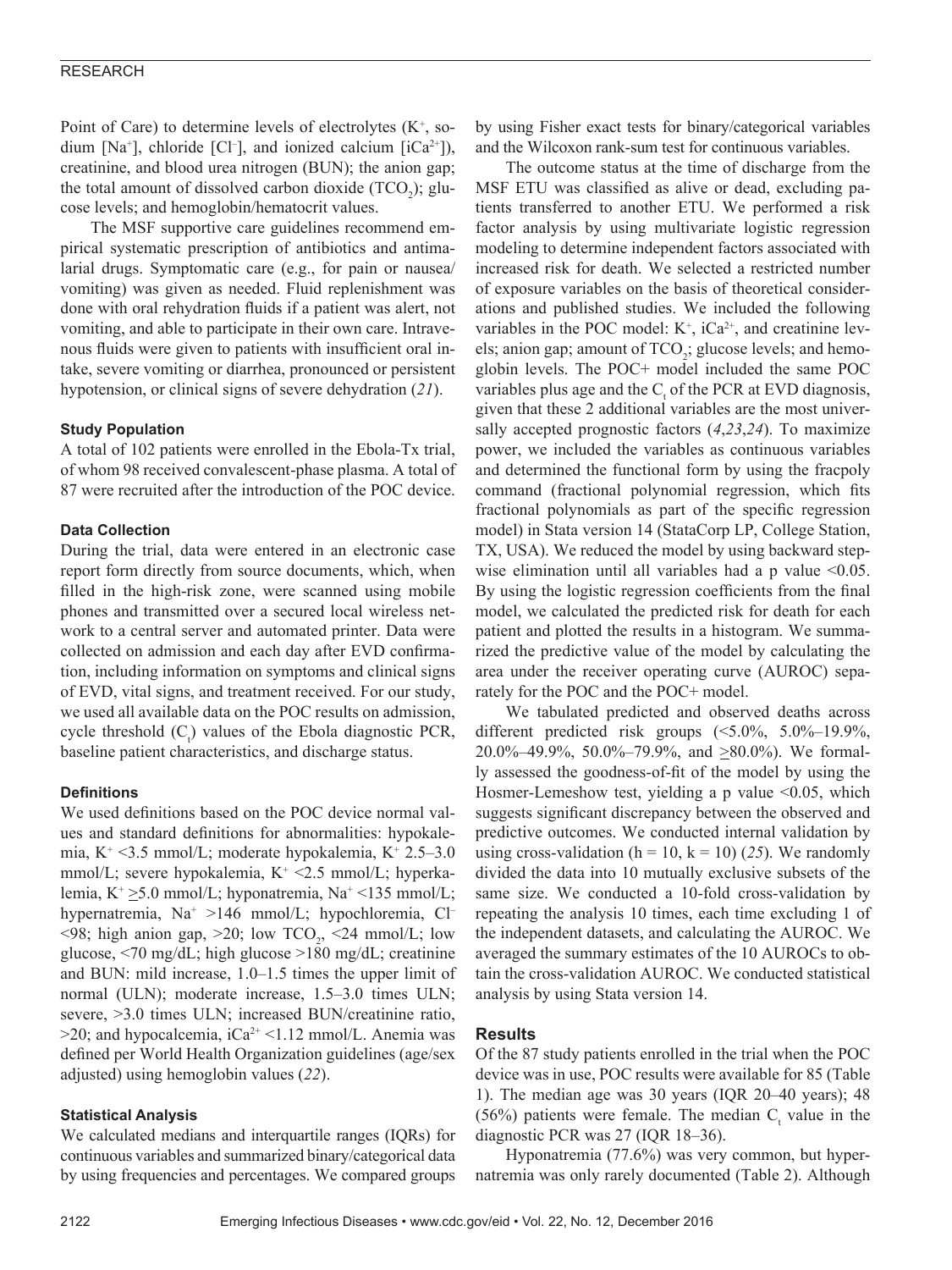Point of Care) to determine levels of electrolytes ($K^+$, sodium [$Na^+$], chloride [$Cl^-$], and ionized calcium [$iCa^{2+}$]), creatinine, and blood urea nitrogen (BUN); the anion gap; the total amount of dissolved carbon dioxide ($TCO_2$); glucose levels; and hemoglobin/hematocrit values.

The MSF supportive care guidelines recommend empirical systematic prescription of antibiotics and antimalarial drugs. Symptomatic care (e.g., for pain or nausea/vomiting) was given as needed. Fluid replenishment was done with oral rehydration fluids if a patient was alert, not vomiting, and able to participate in their own care. Intravenous fluids were given to patients with insufficient oral intake, severe vomiting or diarrhea, pronounced or persistent hypotension, or clinical signs of severe dehydration (*21*).

### Study Population

A total of 102 patients were enrolled in the Ebola-Tx trial, of whom 98 received convalescent-phase plasma. A total of 87 were recruited after the introduction of the POC device.

### Data Collection

During the trial, data were entered in an electronic case report form directly from source documents, which, when filled in the high-risk zone, were scanned using mobile phones and transmitted over a secured local wireless network to a central server and automated printer. Data were collected on admission and each day after EVD confirmation, including information on symptoms and clinical signs of EVD, vital signs, and treatment received. For our study, we used all available data on the POC results on admission, cycle threshold ($C_t$) values of the Ebola diagnostic PCR, baseline patient characteristics, and discharge status.

### Definitions

We used definitions based on the POC device normal values and standard definitions for abnormalities: hypokalemia, $K^+$ <3.5 mmol/L; moderate hypokalemia, $K^+$ 2.5–3.0 mmol/L; severe hypokalemia, $K^+$ <2.5 mmol/L; hyperkalemia, $K^+$ ≥5.0 mmol/L; hyponatremia, $Na^+$ <135 mmol/L; hypernatremia, $Na^+$ >146 mmol/L; hypochloremia, $Cl^-$ <98; high anion gap, >20; low $TCO_2$, <24 mmol/L; low glucose, <70 mg/dL; high glucose >180 mg/dL; creatinine and BUN: mild increase, 1.0–1.5 times the upper limit of normal (ULN); moderate increase, 1.5–3.0 times ULN; severe, >3.0 times ULN; increased BUN/creatinine ratio, >20; and hypocalcemia, $iCa^{2+}$ <1.12 mmol/L. Anemia was defined per World Health Organization guidelines (age/sex adjusted) using hemoglobin values (*22*).

### Statistical Analysis

We calculated medians and interquartile ranges (IQRs) for continuous variables and summarized binary/categorical data by using frequencies and percentages. We compared groups by using Fisher exact tests for binary/categorical variables and the Wilcoxon rank-sum test for continuous variables.

The outcome status at the time of discharge from the MSF ETU was classified as alive or dead, excluding patients transferred to another ETU. We performed a risk factor analysis by using multivariate logistic regression modeling to determine independent factors associated with increased risk for death. We selected a restricted number of exposure variables on the basis of theoretical considerations and published studies. We included the following variables in the POC model: $K^+$, $iCa^{2+}$, and creatinine levels; anion gap; amount of $TCO_2$; glucose levels; and hemoglobin levels. The POC+ model included the same POC variables plus age and the $C_t$ of the PCR at EVD diagnosis, given that these 2 additional variables are the most universally accepted prognostic factors (*4*,*23*,*24*). To maximize power, we included the variables as continuous variables and determined the functional form by using the fracpoly command (fractional polynomial regression, which fits fractional polynomials as part of the specific regression model) in Stata version 14 (StataCorp LP, College Station, TX, USA). We reduced the model by using backward stepwise elimination until all variables had a p value <0.05. By using the logistic regression coefficients from the final model, we calculated the predicted risk for death for each patient and plotted the results in a histogram. We summarized the predictive value of the model by calculating the area under the receiver operating curve (AUROC) separately for the POC and the POC+ model.

We tabulated predicted and observed deaths across different predicted risk groups (<5.0%, 5.0%–19.9%, 20.0%–49.9%, 50.0%–79.9%, and ≥80.0%). We formally assessed the goodness-of-fit of the model by using the Hosmer-Lemeshow test, yielding a p value <0.05, which suggests significant discrepancy between the observed and predictive outcomes. We conducted internal validation by using cross-validation (h = 10, k = 10) (*25*). We randomly divided the data into 10 mutually exclusive subsets of the same size. We conducted a 10-fold cross-validation by repeating the analysis 10 times, each time excluding 1 of the independent datasets, and calculating the AUROC. We averaged the summary estimates of the 10 AUROCs to obtain the cross-validation AUROC. We conducted statistical analysis by using Stata version 14.

## Results

Of the 87 study patients enrolled in the trial when the POC device was in use, POC results were available for 85 (Table 1). The median age was 30 years (IQR 20–40 years); 48 (56%) patients were female. The median $C_t$ value in the diagnostic PCR was 27 (IQR 18–36).

Hyponatremia (77.6%) was very common, but hypernatremia was only rarely documented (Table 2). Although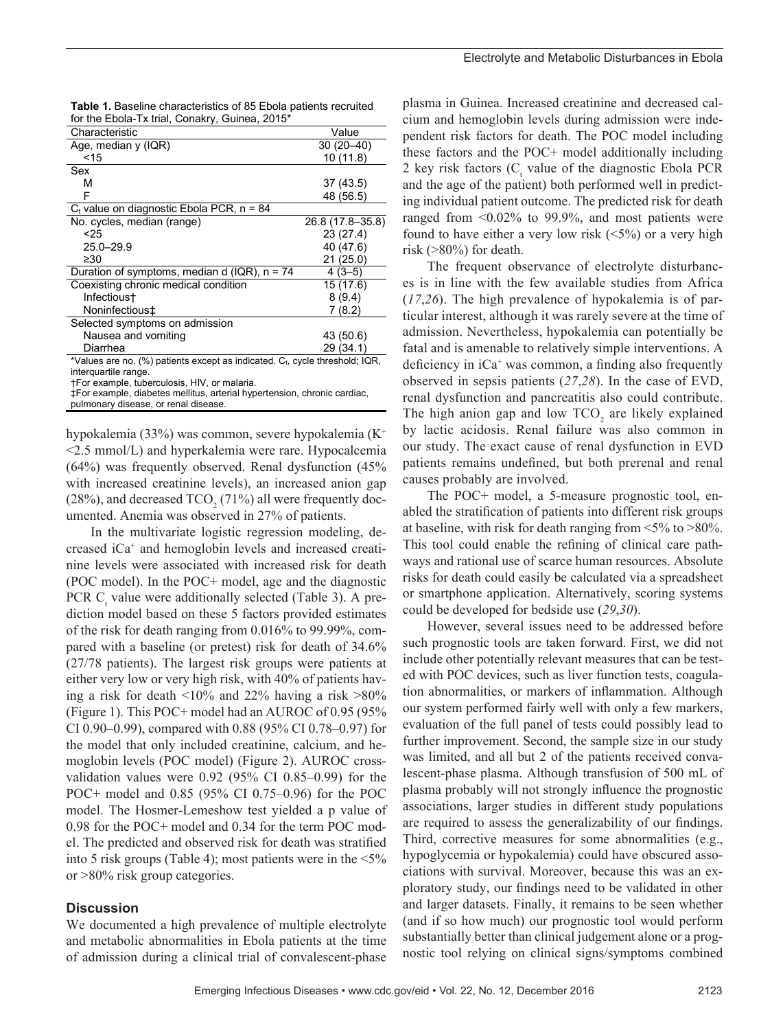**Table 1.** Baseline characteristics of 85 Ebola patients recruited for the Ebola-Tx trial, Conakry, Guinea, 2015*

| Characteristic | Value |
|---|---|
| Age, median y (IQR) | 30 (20–40) |
| <15 | 10 (11.8) |
| Sex | |
| M | 37 (43.5) |
| F | 48 (56.5) |
| $C_t$ value on diagnostic Ebola PCR, n = 84 | |
| No. cycles, median (range) | 26.8 (17.8–35.8) |
| <25 | 23 (27.4) |
| 25.0–29.9 | 40 (47.6) |
| ≥30 | 21 (25.0) |
| Duration of symptoms, median d (IQR), n = 74 | 4 (3–5) |
| Coexisting chronic medical condition | 15 (17.6) |
| Infectious† | 8 (9.4) |
| Noninfectious‡ | 7 (8.2) |
| Selected symptoms on admission | |
| Nausea and vomiting | 43 (50.6) |
| Diarrhea | 29 (34.1) |

*Values are no. (%) patients except as indicated. $C_t$, cycle threshold; IQR, interquartile range.
†For example, tuberculosis, HIV, or malaria.
‡For example, diabetes mellitus, arterial hypertension, chronic cardiac, pulmonary disease, or renal disease.

hypokalemia (33%) was common, severe hypokalemia ($K^+$ <2.5 mmol/L) and hyperkalemia were rare. Hypocalcemia (64%) was frequently observed. Renal dysfunction (45% with increased creatinine levels), an increased anion gap (28%), and decreased $TCO_2$ (71%) all were frequently documented. Anemia was observed in 27% of patients.

In the multivariate logistic regression modeling, decreased $iCa^+$ and hemoglobin levels and increased creatinine levels were associated with increased risk for death (POC model). In the POC+ model, age and the diagnostic PCR $C_t$ value were additionally selected (Table 3). A prediction model based on these 5 factors provided estimates of the risk for death ranging from 0.016% to 99.99%, compared with a baseline (or pretest) risk for death of 34.6% (27/78 patients). The largest risk groups were patients at either very low or very high risk, with 40% of patients having a risk for death <10% and 22% having a risk >80% (Figure 1). This POC+ model had an AUROC of 0.95 (95% CI 0.90–0.99), compared with 0.88 (95% CI 0.78–0.97) for the model that only included creatinine, calcium, and hemoglobin levels (POC model) (Figure 2). AUROC cross-validation values were 0.92 (95% CI 0.85–0.99) for the POC+ model and 0.85 (95% CI 0.75–0.96) for the POC model. The Hosmer-Lemeshow test yielded a p value of 0.98 for the POC+ model and 0.34 for the term POC model. The predicted and observed risk for death was stratified into 5 risk groups (Table 4); most patients were in the <5% or >80% risk group categories.

## Discussion

We documented a high prevalence of multiple electrolyte and metabolic abnormalities in Ebola patients at the time of admission during a clinical trial of convalescent-phase plasma in Guinea. Increased creatinine and decreased calcium and hemoglobin levels during admission were independent risk factors for death. The POC model including these factors and the POC+ model additionally including 2 key risk factors ($C_t$ value of the diagnostic Ebola PCR and the age of the patient) both performed well in predicting individual patient outcome. The predicted risk for death ranged from <0.02% to 99.9%, and most patients were found to have either a very low risk (<5%) or a very high risk (>80%) for death.

The frequent observance of electrolyte disturbances is in line with the few available studies from Africa (*17*,*26*). The high prevalence of hypokalemia is of particular interest, although it was rarely severe at the time of admission. Nevertheless, hypokalemia can potentially be fatal and is amenable to relatively simple interventions. A deficiency in $iCa^+$ was common, a finding also frequently observed in sepsis patients (*27*,*28*). In the case of EVD, renal dysfunction and pancreatitis also could contribute. The high anion gap and low $TCO_2$ are likely explained by lactic acidosis. Renal failure was also common in our study. The exact cause of renal dysfunction in EVD patients remains undefined, but both prerenal and renal causes probably are involved.

The POC+ model, a 5-measure prognostic tool, enabled the stratification of patients into different risk groups at baseline, with risk for death ranging from <5% to >80%. This tool could enable the refining of clinical care pathways and rational use of scarce human resources. Absolute risks for death could easily be calculated via a spreadsheet or smartphone application. Alternatively, scoring systems could be developed for bedside use (*29*,*30*).

However, several issues need to be addressed before such prognostic tools are taken forward. First, we did not include other potentially relevant measures that can be tested with POC devices, such as liver function tests, coagulation abnormalities, or markers of inflammation. Although our system performed fairly well with only a few markers, evaluation of the full panel of tests could possibly lead to further improvement. Second, the sample size in our study was limited, and all but 2 of the patients received convalescent-phase plasma. Although transfusion of 500 mL of plasma probably will not strongly influence the prognostic associations, larger studies in different study populations are required to assess the generalizability of our findings. Third, corrective measures for some abnormalities (e.g., hypoglycemia or hypokalemia) could have obscured associations with survival. Moreover, because this was an exploratory study, our findings need to be validated in other and larger datasets. Finally, it remains to be seen whether (and if so how much) our prognostic tool would perform substantially better than clinical judgement alone or a prognostic tool relying on clinical signs/symptoms combined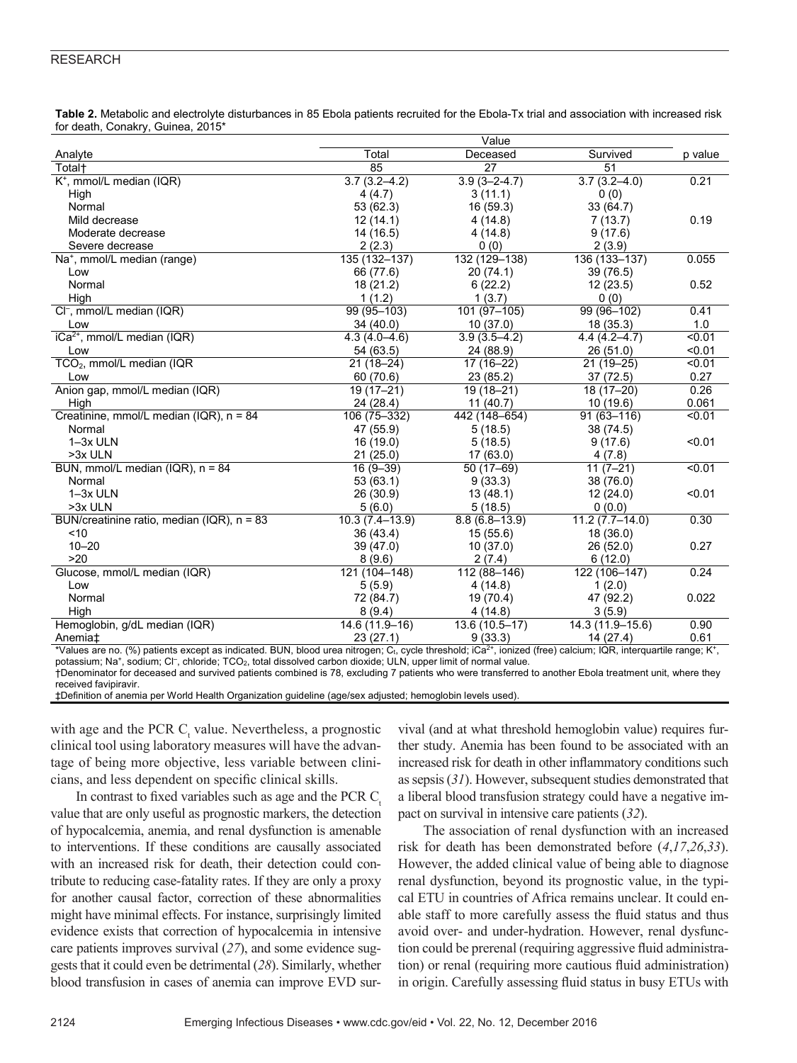**Table 2.** Metabolic and electrolyte disturbances in 85 Ebola patients recruited for the Ebola-Tx trial and association with increased risk for death, Conakry, Guinea, 2015*

| Analyte | Value | | | p value |
|---|---|---|---|---|
| | Total | Deceased | Survived | |
| Total† | 85 | 27 | 51 | |
| $K^+$, mmol/L median (IQR) | 3.7 (3.2–4.2) | 3.9 (3–2-4.7) | 3.7 (3.2–4.0) | 0.21 |
| High | 4 (4.7) | 3 (11.1) | 0 (0) | |
| Normal | 53 (62.3) | 16 (59.3) | 33 (64.7) | |
| Mild decrease | 12 (14.1) | 4 (14.8) | 7 (13.7) | 0.19 |
| Moderate decrease | 14 (16.5) | 4 (14.8) | 9 (17.6) | |
| Severe decrease | 2 (2.3) | 0 (0) | 2 (3.9) | |
| $Na^+$, mmol/L median (range) | 135 (132–137) | 132 (129–138) | 136 (133–137) | 0.055 |
| Low | 66 (77.6) | 20 (74.1) | 39 (76.5) | |
| Normal | 18 (21.2) | 6 (22.2) | 12 (23.5) | 0.52 |
| High | 1 (1.2) | 1 (3.7) | 0 (0) | |
| $Cl^-$, mmol/L median (IQR) | 99 (95–103) | 101 (97–105) | 99 (96–102) | 0.41 |
| Low | 34 (40.0) | 10 (37.0) | 18 (35.3) | 1.0 |
| $iCa^{2+}$, mmol/L median (IQR) | 4.3 (4.0–4.6) | 3.9 (3.5–4.2) | 4.4 (4.2–4.7) | <0.01 |
| Low | 54 (63.5) | 24 (88.9) | 26 (51.0) | <0.01 |
| $TCO_2$, mmol/L median (IQR | 21 (18–24) | 17 (16–22) | 21 (19–25) | <0.01 |
| Low | 60 (70.6) | 23 (85.2) | 37 (72.5) | 0.27 |
| Anion gap, mmol/L median (IQR) | 19 (17–21) | 19 (18–21) | 18 (17–20) | 0.26 |
| High | 24 (28.4) | 11 (40.7) | 10 (19.6) | 0.061 |
| Creatinine, mmol/L median (IQR), n = 84 | 106 (75–332) | 442 (148–654) | 91 (63–116) | <0.01 |
| Normal | 47 (55.9) | 5 (18.5) | 38 (74.5) | |
| 1–3x ULN | 16 (19.0) | 5 (18.5) | 9 (17.6) | <0.01 |
| >3x ULN | 21 (25.0) | 17 (63.0) | 4 (7.8) | |
| BUN, mmol/L median (IQR), n = 84 | 16 (9–39) | 50 (17–69) | 11 (7–21) | <0.01 |
| Normal | 53 (63.1) | 9 (33.3) | 38 (76.0) | |
| 1–3x ULN | 26 (30.9) | 13 (48.1) | 12 (24.0) | <0.01 |
| >3x ULN | 5 (6.0) | 5 (18.5) | 0 (0.0) | |
| BUN/creatinine ratio, median (IQR), n = 83 | 10.3 (7.4–13.9) | 8.8 (6.8–13.9) | 11.2 (7.7–14.0) | 0.30 |
| <10 | 36 (43.4) | 15 (55.6) | 18 (36.0) | |
| 10–20 | 39 (47.0) | 10 (37.0) | 26 (52.0) | 0.27 |
| >20 | 8 (9.6) | 2 (7.4) | 6 (12.0) | |
| Glucose, mmol/L median (IQR) | 121 (104–148) | 112 (88–146) | 122 (106–147) | 0.24 |
| Low | 5 (5.9) | 4 (14.8) | 1 (2.0) | |
| Normal | 72 (84.7) | 19 (70.4) | 47 (92.2) | 0.022 |
| High | 8 (9.4) | 4 (14.8) | 3 (5.9) | |
| Hemoglobin, g/dL median (IQR) | 14.6 (11.9–16) | 13.6 (10.5–17) | 14.3 (11.9–15.6) | 0.90 |
| Anemia‡ | 23 (27.1) | 9 (33.3) | 14 (27.4) | 0.61 |

*Values are no. (%) patients except as indicated. BUN, blood urea nitrogen; $C_t$, cycle threshold; $iCa^{2+}$, ionized (free) calcium; IQR, interquartile range; $K^+$, potassium; $Na^+$, sodium; $Cl^-$, chloride; $TCO_2$, total dissolved carbon dioxide; ULN, upper limit of normal value.
†Denominator for deceased and survived patients combined is 78, excluding 7 patients who were transferred to another Ebola treatment unit, where they received favipiravir.
‡Definition of anemia per World Health Organization guideline (age/sex adjusted; hemoglobin levels used).

with age and the PCR $C_t$ value. Nevertheless, a prognostic clinical tool using laboratory measures will have the advantage of being more objective, less variable between clinicians, and less dependent on specific clinical skills.

In contrast to fixed variables such as age and the PCR $C_t$ value that are only useful as prognostic markers, the detection of hypocalcemia, anemia, and renal dysfunction is amenable to interventions. If these conditions are causally associated with an increased risk for death, their detection could contribute to reducing case-fatality rates. If they are only a proxy for another causal factor, correction of these abnormalities might have minimal effects. For instance, surprisingly limited evidence exists that correction of hypocalcemia in intensive care patients improves survival (*27*), and some evidence suggests that it could even be detrimental (*28*). Similarly, whether blood transfusion in cases of anemia can improve EVD survival (and at what threshold hemoglobin value) requires further study. Anemia has been found to be associated with an increased risk for death in other inflammatory conditions such as sepsis (*31*). However, subsequent studies demonstrated that a liberal blood transfusion strategy could have a negative impact on survival in intensive care patients (*32*).

The association of renal dysfunction with an increased risk for death has been demonstrated before (*4*,*17*,*26*,*33*). However, the added clinical value of being able to diagnose renal dysfunction, beyond its prognostic value, in the typical ETU in countries of Africa remains unclear. It could enable staff to more carefully assess the fluid status and thus avoid over- and under-hydration. However, renal dysfunction could be prerenal (requiring aggressive fluid administration) or renal (requiring more cautious fluid administration) in origin. Carefully assessing fluid status in busy ETUs with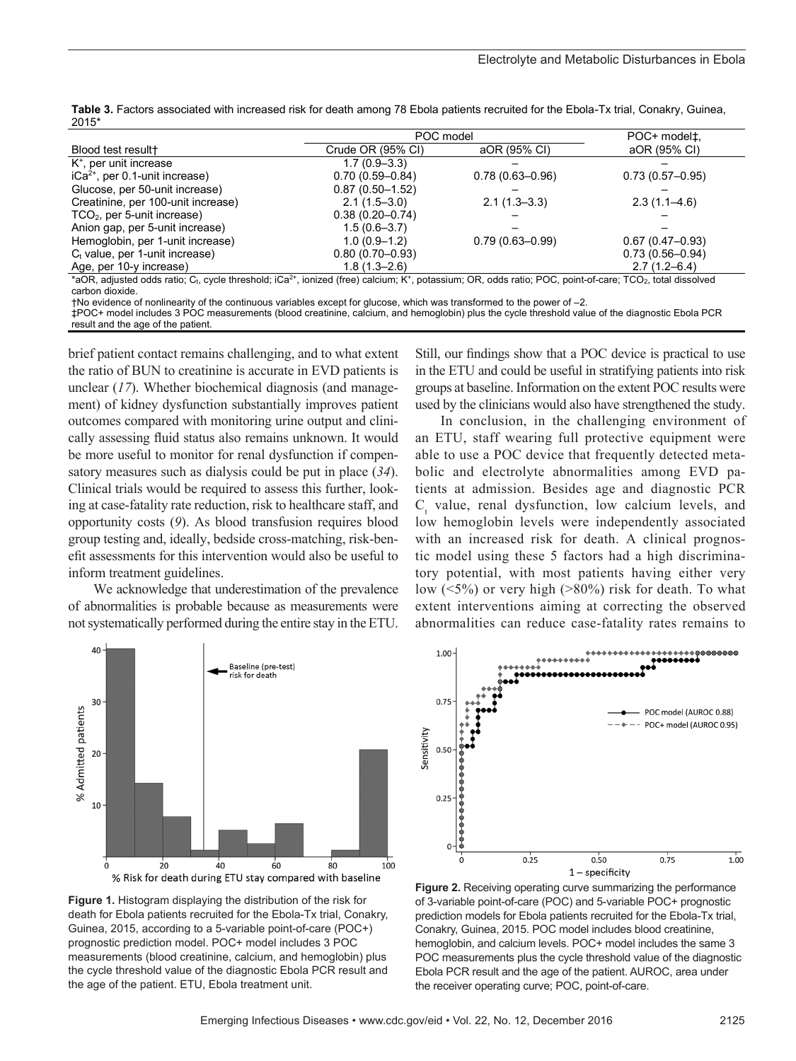**Table 3.** Factors associated with increased risk for death among 78 Ebola patients recruited for the Ebola-Tx trial, Conakry, Guinea, 2015*

| Blood test result† | POC model | | POC+ model‡, |
|---|---|---|---|
| | Crude OR (95% CI) | aOR (95% CI) | aOR (95% CI) |
| $K^+$, per unit increase | 1.7 (0.9–3.3) | – | – |
| $iCa^{2+}$, per 0.1-unit increase) | 0.70 (0.59–0.84) | 0.78 (0.63–0.96) | 0.73 (0.57–0.95) |
| Glucose, per 50-unit increase) | 0.87 (0.50–1.52) | – | – |
| Creatinine, per 100-unit increase) | 2.1 (1.5–3.0) | 2.1 (1.3–3.3) | 2.3 (1.1–4.6) |
| $TCO_2$, per 5-unit increase) | 0.38 (0.20–0.74) | – | – |
| Anion gap, per 5-unit increase) | 1.5 (0.6–3.7) | – | – |
| Hemoglobin, per 1-unit increase) | 1.0 (0.9–1.2) | 0.79 (0.63–0.99) | 0.67 (0.47–0.93) |
| $C_t$ value, per 1-unit increase) | 0.80 (0.70–0.93) | | 0.73 (0.56–0.94) |
| Age, per 10-y increase) | 1.8 (1.3–2.6) | | 2.7 (1.2–6.4) |

*aOR, adjusted odds ratio; $C_t$, cycle threshold; $iCa^{2+}$, ionized (free) calcium; $K^+$, potassium; OR, odds ratio; POC, point-of-care; $TCO_2$, total dissolved carbon dioxide.
†No evidence of nonlinearity of the continuous variables except for glucose, which was transformed to the power of –2.
‡POC+ model includes 3 POC measurements (blood creatinine, calcium, and hemoglobin) plus the cycle threshold value of the diagnostic Ebola PCR result and the age of the patient.

brief patient contact remains challenging, and to what extent the ratio of BUN to creatinine is accurate in EVD patients is unclear (*17*). Whether biochemical diagnosis (and management) of kidney dysfunction substantially improves patient outcomes compared with monitoring urine output and clinically assessing fluid status also remains unknown. It would be more useful to monitor for renal dysfunction if compensatory measures such as dialysis could be put in place (*34*). Clinical trials would be required to assess this further, looking at case-fatality rate reduction, risk to healthcare staff, and opportunity costs (*9*). As blood transfusion requires blood group testing and, ideally, bedside cross-matching, risk-benefit assessments for this intervention would also be useful to inform treatment guidelines.

We acknowledge that underestimation of the prevalence of abnormalities is probable because as measurements were not systematically performed during the entire stay in the ETU. Still, our findings show that a POC device is practical to use in the ETU and could be useful in stratifying patients into risk groups at baseline. Information on the extent POC results were used by the clinicians would also have strengthened the study.

In conclusion, in the challenging environment of an ETU, staff wearing full protective equipment were able to use a POC device that frequently detected metabolic and electrolyte abnormalities among EVD patients at admission. Besides age and diagnostic PCR $C_t$ value, renal dysfunction, low calcium levels, and low hemoglobin levels were independently associated with an increased risk for death. A clinical prognostic model using these 5 factors had a high discriminatory potential, with most patients having either very low (<5%) or very high (>80%) risk for death. To what extent interventions aiming at correcting the observed abnormalities can reduce case-fatality rates remains to

**Figure 1.** Histogram displaying the distribution of the risk for death for Ebola patients recruited for the Ebola-Tx trial, Conakry, Guinea, 2015, according to a 5-variable point-of-care (POC+) prognostic prediction model. POC+ model includes 3 POC measurements (blood creatinine, calcium, and hemoglobin) plus the cycle threshold value of the diagnostic Ebola PCR result and the age of the patient. ETU, Ebola treatment unit.

**Figure 2.** Receiving operating curve summarizing the performance of 3-variable point-of-care (POC) and 5-variable POC+ prognostic prediction models for Ebola patients recruited for the Ebola-Tx trial, Conakry, Guinea, 2015. POC model includes blood creatinine, hemoglobin, and calcium levels. POC+ model includes the same 3 POC measurements plus the cycle threshold value of the diagnostic Ebola PCR result and the age of the patient. AUROC, area under the receiver operating curve; POC, point-of-care.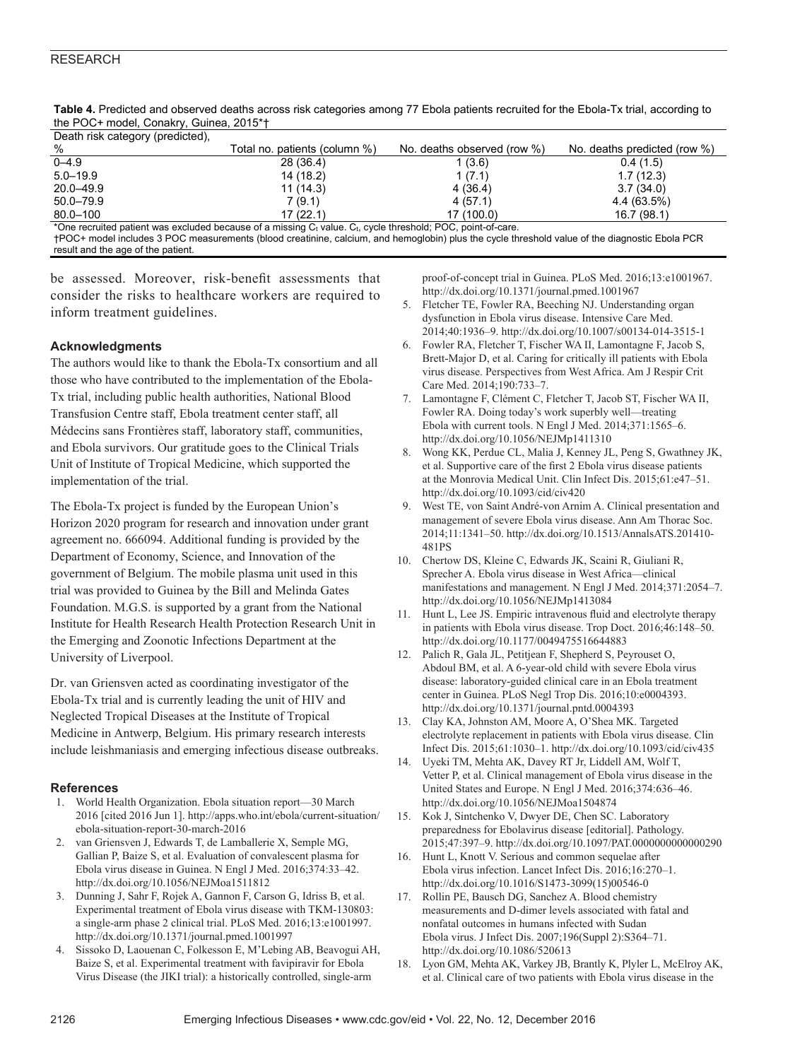**Table 4.** Predicted and observed deaths across risk categories among 77 Ebola patients recruited for the Ebola-Tx trial, according to the POC+ model, Conakry, Guinea, 2015*†

| Death risk category (predicted), % | Total no. patients (column %) | No. deaths observed (row %) | No. deaths predicted (row %) |
|---|---|---|---|
| 0–4.9 | 28 (36.4) | 1 (3.6) | 0.4 (1.5) |
| 5.0–19.9 | 14 (18.2) | 1 (7.1) | 1.7 (12.3) |
| 20.0–49.9 | 11 (14.3) | 4 (36.4) | 3.7 (34.0) |
| 50.0–79.9 | 7 (9.1) | 4 (57.1) | 4.4 (63.5%) |
| 80.0–100 | 17 (22.1) | 17 (100.0) | 16.7 (98.1) |

*One recruited patient was excluded because of a missing $C_t$ value. $C_t$, cycle threshold; POC, point-of-care.
†POC+ model includes 3 POC measurements (blood creatinine, calcium, and hemoglobin) plus the cycle threshold value of the diagnostic Ebola PCR result and the age of the patient.

be assessed. Moreover, risk-benefit assessments that consider the risks to healthcare workers are required to inform treatment guidelines.

### Acknowledgments

The authors would like to thank the Ebola-Tx consortium and all those who have contributed to the implementation of the Ebola-Tx trial, including public health authorities, National Blood Transfusion Centre staff, Ebola treatment center staff, all Médecins sans Frontières staff, laboratory staff, communities, and Ebola survivors. Our gratitude goes to the Clinical Trials Unit of Institute of Tropical Medicine, which supported the implementation of the trial.

The Ebola-Tx project is funded by the European Union's Horizon 2020 program for research and innovation under grant agreement no. 666094. Additional funding is provided by the Department of Economy, Science, and Innovation of the government of Belgium. The mobile plasma unit used in this trial was provided to Guinea by the Bill and Melinda Gates Foundation. M.G.S. is supported by a grant from the National Institute for Health Research Health Protection Research Unit in the Emerging and Zoonotic Infections Department at the University of Liverpool.

Dr. van Griensven acted as coordinating investigator of the Ebola-Tx trial and is currently leading the unit of HIV and Neglected Tropical Diseases at the Institute of Tropical Medicine in Antwerp, Belgium. His primary research interests include leishmaniasis and emerging infectious disease outbreaks.

### References

1. World Health Organization. Ebola situation report—30 March 2016 [cited 2016 Jun 1]. http://apps.who.int/ebola/current-situation/ebola-situation-report-30-march-2016
2. van Griensven J, Edwards T, de Lamballerie X, Semple MG, Gallian P, Baize S, et al. Evaluation of convalescent plasma for Ebola virus disease in Guinea. N Engl J Med. 2016;374:33–42. http://dx.doi.org/10.1056/NEJMoa1511812
3. Dunning J, Sahr F, Rojek A, Gannon F, Carson G, Idriss B, et al. Experimental treatment of Ebola virus disease with TKM-130803: a single-arm phase 2 clinical trial. PLoS Med. 2016;13:e1001997. http://dx.doi.org/10.1371/journal.pmed.1001997
4. Sissoko D, Laouenan C, Folkesson E, M'Lebing AB, Beavogui AH, Baize S, et al. Experimental treatment with favipiravir for Ebola Virus Disease (the JIKI trial): a historically controlled, single-arm proof-of-concept trial in Guinea. PLoS Med. 2016;13:e1001967. http://dx.doi.org/10.1371/journal.pmed.1001967
5. Fletcher TE, Fowler RA, Beeching NJ. Understanding organ dysfunction in Ebola virus disease. Intensive Care Med. 2014;40:1936–9. http://dx.doi.org/10.1007/s00134-014-3515-1
6. Fowler RA, Fletcher T, Fischer WA II, Lamontagne F, Jacob S, Brett-Major D, et al. Caring for critically ill patients with Ebola virus disease. Perspectives from West Africa. Am J Respir Crit Care Med. 2014;190:733–7.
7. Lamontagne F, Clément C, Fletcher T, Jacob ST, Fischer WA II, Fowler RA. Doing today's work superbly well—treating Ebola with current tools. N Engl J Med. 2014;371:1565–6. http://dx.doi.org/10.1056/NEJMp1411310
8. Wong KK, Perdue CL, Malia J, Kenney JL, Peng S, Gwathney JK, et al. Supportive care of the first 2 Ebola virus disease patients at the Monrovia Medical Unit. Clin Infect Dis. 2015;61:e47–51. http://dx.doi.org/10.1093/cid/civ420
9. West TE, von Saint André-von Arnim A. Clinical presentation and management of severe Ebola virus disease. Ann Am Thorac Soc. 2014;11:1341–50. http://dx.doi.org/10.1513/AnnalsATS.201410-481PS
10. Chertow DS, Kleine C, Edwards JK, Scaini R, Giuliani R, Sprecher A. Ebola virus disease in West Africa—clinical manifestations and management. N Engl J Med. 2014;371:2054–7. http://dx.doi.org/10.1056/NEJMp1413084
11. Hunt L, Lee JS. Empiric intravenous fluid and electrolyte therapy in patients with Ebola virus disease. Trop Doct. 2016;46:148–50. http://dx.doi.org/10.1177/0049475516644883
12. Palich R, Gala JL, Petitjean F, Shepherd S, Peyrouset O, Abdoul BM, et al. A 6-year-old child with severe Ebola virus disease: laboratory-guided clinical care in an Ebola treatment center in Guinea. PLoS Negl Trop Dis. 2016;10:e0004393. http://dx.doi.org/10.1371/journal.pntd.0004393
13. Clay KA, Johnston AM, Moore A, O'Shea MK. Targeted electrolyte replacement in patients with Ebola virus disease. Clin Infect Dis. 2015;61:1030–1. http://dx.doi.org/10.1093/cid/civ435
14. Uyeki TM, Mehta AK, Davey RT Jr, Liddell AM, Wolf T, Vetter P, et al. Clinical management of Ebola virus disease in the United States and Europe. N Engl J Med. 2016;374:636–46. http://dx.doi.org/10.1056/NEJMoa1504874
15. Kok J, Sintchenko V, Dwyer DE, Chen SC. Laboratory preparedness for Ebolavirus disease [editorial]. Pathology. 2015;47:397–9. http://dx.doi.org/10.1097/PAT.0000000000000290
16. Hunt L, Knott V. Serious and common sequelae after Ebola virus infection. Lancet Infect Dis. 2016;16:270–1. http://dx.doi.org/10.1016/S1473-3099(15)00546-0
17. Rollin PE, Bausch DG, Sanchez A. Blood chemistry measurements and D-dimer levels associated with fatal and nonfatal outcomes in humans infected with Sudan Ebola virus. J Infect Dis. 2007;196(Suppl 2):S364–71. http://dx.doi.org/10.1086/520613
18. Lyon GM, Mehta AK, Varkey JB, Brantly K, Plyler L, McElroy AK, et al. Clinical care of two patients with Ebola virus disease in the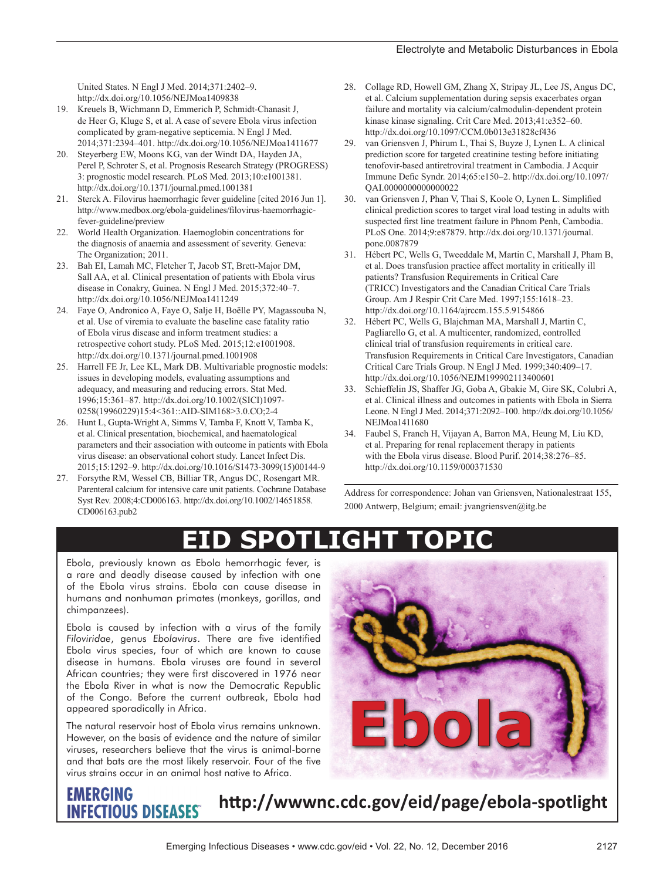United States. N Engl J Med. 2014;371:2402–9. http://dx.doi.org/10.1056/NEJMoa1409838

19. Kreuels B, Wichmann D, Emmerich P, Schmidt-Chanasit J, de Heer G, Kluge S, et al. A case of severe Ebola virus infection complicated by gram-negative septicemia. N Engl J Med. 2014;371:2394–401. http://dx.doi.org/10.1056/NEJMoa1411677
20. Steyerberg EW, Moons KG, van der Windt DA, Hayden JA, Perel P, Schroter S, et al. Prognosis Research Strategy (PROGRESS) 3: prognostic model research. PLoS Med. 2013;10:e1001381. http://dx.doi.org/10.1371/journal.pmed.1001381
21. Sterck A. Filovirus haemorrhagic fever guideline [cited 2016 Jun 1]. http://www.medbox.org/ebola-guidelines/filovirus-haemorrhagic-fever-guideline/preview
22. World Health Organization. Haemoglobin concentrations for the diagnosis of anaemia and assessment of severity. Geneva: The Organization; 2011.
23. Bah EI, Lamah MC, Fletcher T, Jacob ST, Brett-Major DM, Sall AA, et al. Clinical presentation of patients with Ebola virus disease in Conakry, Guinea. N Engl J Med. 2015;372:40–7. http://dx.doi.org/10.1056/NEJMoa1411249
24. Faye O, Andronico A, Faye O, Salje H, Boëlle PY, Magassouba N, et al. Use of viremia to evaluate the baseline case fatality ratio of Ebola virus disease and inform treatment studies: a retrospective cohort study. PLoS Med. 2015;12:e1001908. http://dx.doi.org/10.1371/journal.pmed.1001908
25. Harrell FE Jr, Lee KL, Mark DB. Multivariable prognostic models: issues in developing models, evaluating assumptions and adequacy, and measuring and reducing errors. Stat Med. 1996;15:361–87. http://dx.doi.org/10.1002/(SICI)1097-0258(19960229)15:4<361::AID-SIM168>3.0.CO;2-4
26. Hunt L, Gupta-Wright A, Simms V, Tamba F, Knott V, Tamba K, et al. Clinical presentation, biochemical, and haematological parameters and their association with outcome in patients with Ebola virus disease: an observational cohort study. Lancet Infect Dis. 2015;15:1292–9. http://dx.doi.org/10.1016/S1473-3099(15)00144-9
27. Forsythe RM, Wessel CB, Billiar TR, Angus DC, Rosengart MR. Parenteral calcium for intensive care unit patients. Cochrane Database Syst Rev. 2008;4:CD006163. http://dx.doi.org/10.1002/14651858.CD006163.pub2
28. Collage RD, Howell GM, Zhang X, Stripay JL, Lee JS, Angus DC, et al. Calcium supplementation during sepsis exacerbates organ failure and mortality via calcium/calmodulin-dependent protein kinase kinase signaling. Crit Care Med. 2013;41:e352–60. http://dx.doi.org/10.1097/CCM.0b013e31828cf436
29. van Griensven J, Phirum L, Thai S, Buyze J, Lynen L. A clinical prediction score for targeted creatinine testing before initiating tenofovir-based antiretroviral treatment in Cambodia. J Acquir Immune Defic Syndr. 2014;65:e150–2. http://dx.doi.org/10.1097/QAI.0000000000000022
30. van Griensven J, Phan V, Thai S, Koole O, Lynen L. Simplified clinical prediction scores to target viral load testing in adults with suspected first line treatment failure in Phnom Penh, Cambodia. PLoS One. 2014;9:e87879. http://dx.doi.org/10.1371/journal.pone.0087879
31. Hébert PC, Wells G, Tweeddale M, Martin C, Marshall J, Pham B, et al. Does transfusion practice affect mortality in critically ill patients? Transfusion Requirements in Critical Care (TRICC) Investigators and the Canadian Critical Care Trials Group. Am J Respir Crit Care Med. 1997;155:1618–23. http://dx.doi.org/10.1164/ajrccm.155.5.9154866
32. Hébert PC, Wells G, Blajchman MA, Marshall J, Martin C, Pagliarello G, et al. A multicenter, randomized, controlled clinical trial of transfusion requirements in critical care. Transfusion Requirements in Critical Care Investigators, Canadian Critical Care Trials Group. N Engl J Med. 1999;340:409–17. http://dx.doi.org/10.1056/NEJM199902113400601
33. Schieffelin JS, Shaffer JG, Goba A, Gbakie M, Gire SK, Colubri A, et al. Clinical illness and outcomes in patients with Ebola in Sierra Leone. N Engl J Med. 2014;371:2092–100. http://dx.doi.org/10.1056/NEJMoa1411680
34. Faubel S, Franch H, Vijayan A, Barron MA, Heung M, Liu KD, et al. Preparing for renal replacement therapy in patients with the Ebola virus disease. Blood Purif. 2014;38:276–85. http://dx.doi.org/10.1159/000371530

Address for correspondence: Johan van Griensven, Nationalestraat 155, 2000 Antwerp, Belgium; email: jvangriensven@itg.be

# EID SPOTLIGHT TOPIC

Ebola, previously known as Ebola hemorrhagic fever, is a rare and deadly disease caused by infection with one of the Ebola virus strains. Ebola can cause disease in humans and nonhuman primates (monkeys, gorillas, and chimpanzees).

Ebola is caused by infection with a virus of the family *Filoviridae*, genus *Ebolavirus*. There are five identified Ebola virus species, four of which are known to cause disease in humans. Ebola viruses are found in several African countries; they were first discovered in 1976 near the Ebola River in what is now the Democratic Republic of the Congo. Before the current outbreak, Ebola had appeared sporadically in Africa.

The natural reservoir host of Ebola virus remains unknown. However, on the basis of evidence and the nature of similar viruses, researchers believe that the virus is animal-borne and that bats are the most likely reservoir. Four of the five virus strains occur in an animal host native to Africa.

Ebola

EMERGING INFECTIOUS DISEASES

**http://wwwnc.cdc.gov/eid/page/ebola-spotlight**